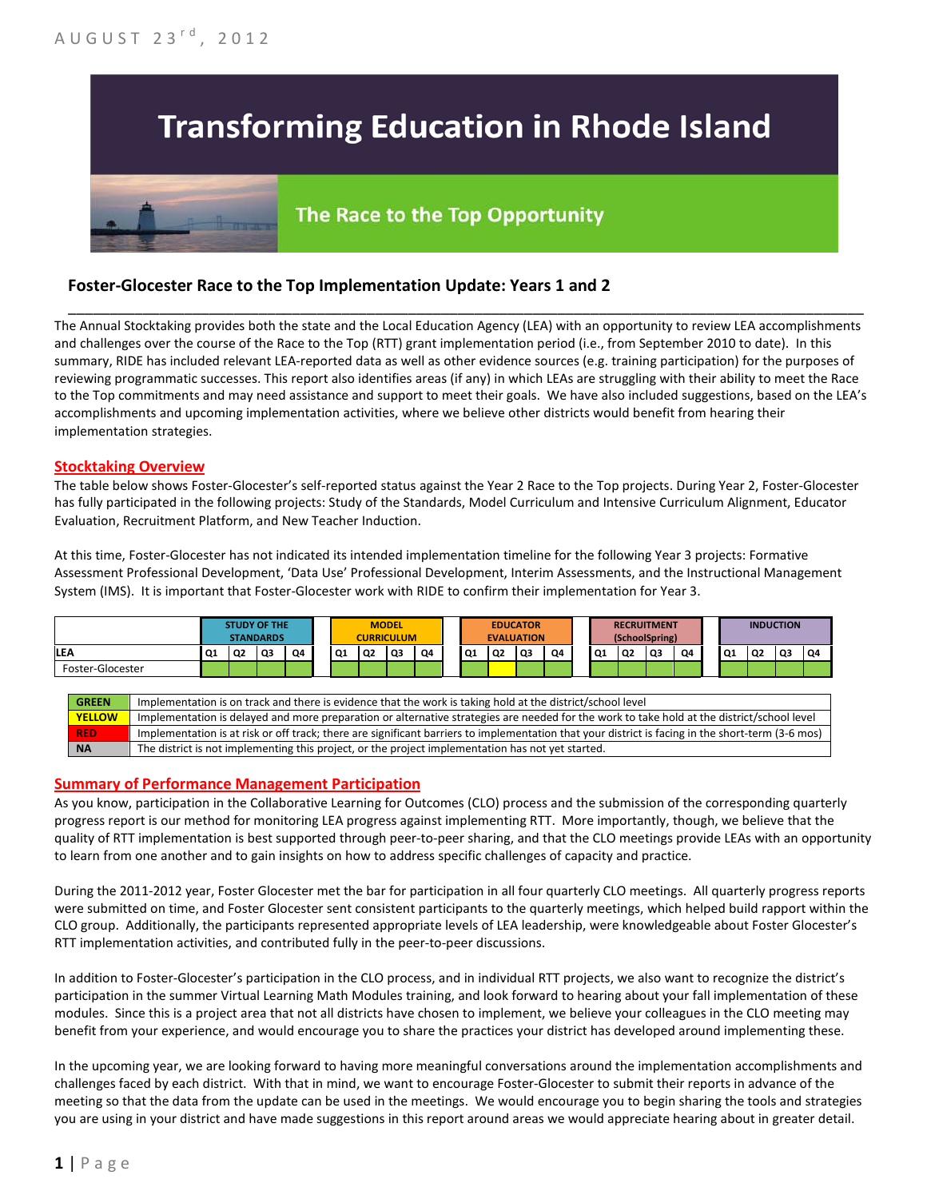AUGUST 23rd, 2012

# Transforming Education in Rhode Island

## The Race to the Top Opportunity

### Foster-Glocester Race to the Top Implementation Update: Years 1 and 2

The Annual Stocktaking provides both the state and the Local Education Agency (LEA) with an opportunity to review LEA accomplishments and challenges over the course of the Race to the Top (RTT) grant implementation period (i.e., from September 2010 to date). In this summary, RIDE has included relevant LEA-reported data as well as other evidence sources (e.g. training participation) for the purposes of reviewing programmatic successes. This report also identifies areas (if any) in which LEAs are struggling with their ability to meet the Race to the Top commitments and may need assistance and support to meet their goals. We have also included suggestions, based on the LEA's accomplishments and upcoming implementation activities, where we believe other districts would benefit from hearing their implementation strategies.

#### Stocktaking Overview

The table below shows Foster-Glocester's self-reported status against the Year 2 Race to the Top projects. During Year 2, Foster-Glocester has fully participated in the following projects: Study of the Standards, Model Curriculum and Intensive Curriculum Alignment, Educator Evaluation, Recruitment Platform, and New Teacher Induction.

At this time, Foster-Glocester has not indicated its intended implementation timeline for the following Year 3 projects: Formative Assessment Professional Development, 'Data Use' Professional Development, Interim Assessments, and the Instructional Management System (IMS). It is important that Foster-Glocester work with RIDE to confirm their implementation for Year 3.

| | STUDY OF THE STANDARDS | | | | MODEL CURRICULUM | | | | EDUCATOR EVALUATION | | | | RECRUITMENT (SchoolSpring) | | | | INDUCTION | | | |
|---|---|---|---|---|---|---|---|---|---|---|---|---|---|---|---|---|---|---|---|---|
| LEA | Q1 | Q2 | Q3 | Q4 | Q1 | Q2 | Q3 | Q4 | Q1 | Q2 | Q3 | Q4 | Q1 | Q2 | Q3 | Q4 | Q1 | Q2 | Q3 | Q4 |
| Foster-Glocester | GREEN | GREEN | GREEN | GREEN | GREEN | GREEN | GREEN | GREEN | GREEN | YELLOW | GREEN | GREEN | GREEN | GREEN | GREEN | GREEN | GREEN | GREEN | GREEN | GREEN |

| | |
|---|---|
| GREEN | Implementation is on track and there is evidence that the work is taking hold at the district/school level |
| YELLOW | Implementation is delayed and more preparation or alternative strategies are needed for the work to take hold at the district/school level |
| RED | Implementation is at risk or off track; there are significant barriers to implementation that your district is facing in the short-term (3-6 mos) |
| NA | The district is not implementing this project, or the project implementation has not yet started. |

#### Summary of Performance Management Participation

As you know, participation in the Collaborative Learning for Outcomes (CLO) process and the submission of the corresponding quarterly progress report is our method for monitoring LEA progress against implementing RTT. More importantly, though, we believe that the quality of RTT implementation is best supported through peer-to-peer sharing, and that the CLO meetings provide LEAs with an opportunity to learn from one another and to gain insights on how to address specific challenges of capacity and practice.

During the 2011-2012 year, Foster Glocester met the bar for participation in all four quarterly CLO meetings. All quarterly progress reports were submitted on time, and Foster Glocester sent consistent participants to the quarterly meetings, which helped build rapport within the CLO group. Additionally, the participants represented appropriate levels of LEA leadership, were knowledgeable about Foster Glocester's RTT implementation activities, and contributed fully in the peer-to-peer discussions.

In addition to Foster-Glocester's participation in the CLO process, and in individual RTT projects, we also want to recognize the district's participation in the summer Virtual Learning Math Modules training, and look forward to hearing about your fall implementation of these modules. Since this is a project area that not all districts have chosen to implement, we believe your colleagues in the CLO meeting may benefit from your experience, and would encourage you to share the practices your district has developed around implementing these.

In the upcoming year, we are looking forward to having more meaningful conversations around the implementation accomplishments and challenges faced by each district. With that in mind, we want to encourage Foster-Glocester to submit their reports in advance of the meeting so that the data from the update can be used in the meetings. We would encourage you to begin sharing the tools and strategies you are using in your district and have made suggestions in this report around areas we would appreciate hearing about in greater detail.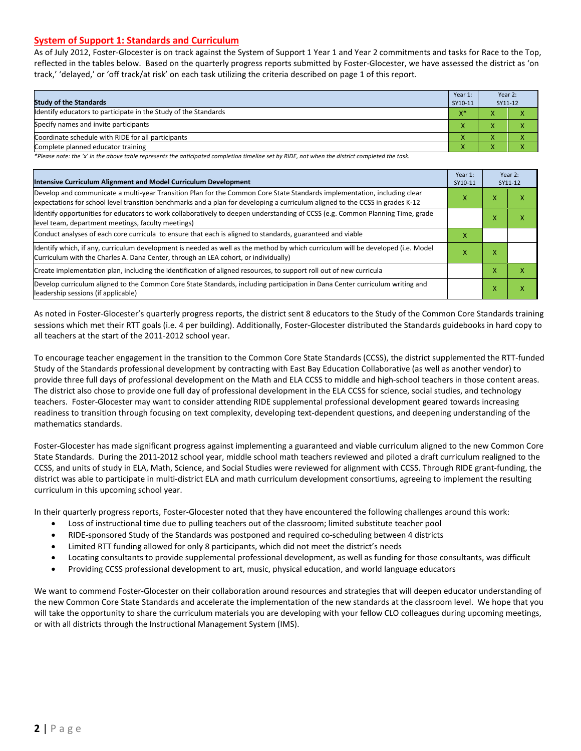## System of Support 1: Standards and Curriculum

As of July 2012, Foster-Glocester is on track against the System of Support 1 Year 1 and Year 2 commitments and tasks for Race to the Top, reflected in the tables below. Based on the quarterly progress reports submitted by Foster-Glocester, we have assessed the district as 'on track,' 'delayed,' or 'off track/at risk' on each task utilizing the criteria described on page 1 of this report.

| Study of the Standards | Year 1: SY10-11 | Year 2: SY11-12 | |
|---|---|---|---|
| Identify educators to participate in the Study of the Standards | X* | X | X |
| Specify names and invite participants | X | X | X |
| Coordinate schedule with RIDE for all participants | X | X | X |
| Complete planned educator training | X | X | X |

*Please note: the 'x' in the above table represents the anticipated completion timeline set by RIDE, not when the district completed the task.

| Intensive Curriculum Alignment and Model Curriculum Development | Year 1: SY10-11 | Year 2: SY11-12 | |
|---|---|---|---|
| Develop and communicate a multi-year Transition Plan for the Common Core State Standards implementation, including clear expectations for school level transition benchmarks and a plan for developing a curriculum aligned to the CCSS in grades K-12 | X | X | X |
| Identify opportunities for educators to work collaboratively to deepen understanding of CCSS (e.g. Common Planning Time, grade level team, department meetings, faculty meetings) | | X | X |
| Conduct analyses of each core curricula to ensure that each is aligned to standards, guaranteed and viable | X | | |
| Identify which, if any, curriculum development is needed as well as the method by which curriculum will be developed (i.e. Model Curriculum with the Charles A. Dana Center, through an LEA cohort, or individually) | X | X | |
| Create implementation plan, including the identification of aligned resources, to support roll out of new curricula | | X | X |
| Develop curriculum aligned to the Common Core State Standards, including participation in Dana Center curriculum writing and leadership sessions (if applicable) | | X | X |

As noted in Foster-Glocester's quarterly progress reports, the district sent 8 educators to the Study of the Common Core Standards training sessions which met their RTT goals (i.e. 4 per building). Additionally, Foster-Glocester distributed the Standards guidebooks in hard copy to all teachers at the start of the 2011-2012 school year.

To encourage teacher engagement in the transition to the Common Core State Standards (CCSS), the district supplemented the RTT-funded Study of the Standards professional development by contracting with East Bay Education Collaborative (as well as another vendor) to provide three full days of professional development on the Math and ELA CCSS to middle and high-school teachers in those content areas. The district also chose to provide one full day of professional development in the ELA CCSS for science, social studies, and technology teachers. Foster-Glocester may want to consider attending RIDE supplemental professional development geared towards increasing readiness to transition through focusing on text complexity, developing text-dependent questions, and deepening understanding of the mathematics standards.

Foster-Glocester has made significant progress against implementing a guaranteed and viable curriculum aligned to the new Common Core State Standards. During the 2011-2012 school year, middle school math teachers reviewed and piloted a draft curriculum realigned to the CCSS, and units of study in ELA, Math, Science, and Social Studies were reviewed for alignment with CCSS. Through RIDE grant-funding, the district was able to participate in multi-district ELA and math curriculum development consortiums, agreeing to implement the resulting curriculum in this upcoming school year.

In their quarterly progress reports, Foster-Glocester noted that they have encountered the following challenges around this work:

- Loss of instructional time due to pulling teachers out of the classroom; limited substitute teacher pool
- RIDE-sponsored Study of the Standards was postponed and required co-scheduling between 4 districts
- Limited RTT funding allowed for only 8 participants, which did not meet the district's needs
- Locating consultants to provide supplemental professional development, as well as funding for those consultants, was difficult
- Providing CCSS professional development to art, music, physical education, and world language educators

We want to commend Foster-Glocester on their collaboration around resources and strategies that will deepen educator understanding of the new Common Core State Standards and accelerate the implementation of the new standards at the classroom level. We hope that you will take the opportunity to share the curriculum materials you are developing with your fellow CLO colleagues during upcoming meetings, or with all districts through the Instructional Management System (IMS).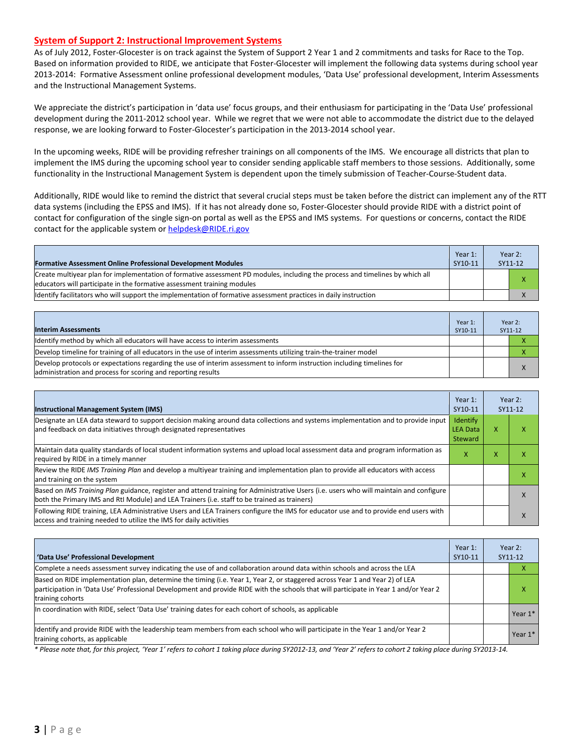## System of Support 2: Instructional Improvement Systems

As of July 2012, Foster-Glocester is on track against the System of Support 2 Year 1 and 2 commitments and tasks for Race to the Top. Based on information provided to RIDE, we anticipate that Foster-Glocester will implement the following data systems during school year 2013-2014: Formative Assessment online professional development modules, 'Data Use' professional development, Interim Assessments and the Instructional Management Systems.

We appreciate the district's participation in 'data use' focus groups, and their enthusiasm for participating in the 'Data Use' professional development during the 2011-2012 school year. While we regret that we were not able to accommodate the district due to the delayed response, we are looking forward to Foster-Glocester's participation in the 2013-2014 school year.

In the upcoming weeks, RIDE will be providing refresher trainings on all components of the IMS. We encourage all districts that plan to implement the IMS during the upcoming school year to consider sending applicable staff members to those sessions. Additionally, some functionality in the Instructional Management System is dependent upon the timely submission of Teacher-Course-Student data.

Additionally, RIDE would like to remind the district that several crucial steps must be taken before the district can implement any of the RTT data systems (including the EPSS and IMS). If it has not already done so, Foster-Glocester should provide RIDE with a district point of contact for configuration of the single sign-on portal as well as the EPSS and IMS systems. For questions or concerns, contact the RIDE contact for the applicable system or helpdesk@RIDE.ri.gov

| Formative Assessment Online Professional Development Modules | Year 1: SY10-11 | Year 2: SY11-12 | |
|---|---|---|---|
| Create multiyear plan for implementation of formative assessment PD modules, including the process and timelines by which all educators will participate in the formative assessment training modules | | | X |
| Identify facilitators who will support the implementation of formative assessment practices in daily instruction | | | X |

| Interim Assessments | Year 1: SY10-11 | Year 2: SY11-12 | |
|---|---|---|---|
| Identify method by which all educators will have access to interim assessments | | | X |
| Develop timeline for training of all educators in the use of interim assessments utilizing train-the-trainer model | | | X |
| Develop protocols or expectations regarding the use of interim assessment to inform instruction including timelines for administration and process for scoring and reporting results | | | X |

| Instructional Management System (IMS) | Year 1: SY10-11 | Year 2: SY11-12 | |
|---|---|---|---|
| Designate an LEA data steward to support decision making around data collections and systems implementation and to provide input and feedback on data initiatives through designated representatives | Identify LEA Data Steward | X | X |
| Maintain data quality standards of local student information systems and upload local assessment data and program information as required by RIDE in a timely manner | X | X | X |
| Review the RIDE *IMS Training Plan* and develop a multiyear training and implementation plan to provide all educators with access and training on the system | | | X |
| Based on *IMS Training Plan* guidance, register and attend training for Administrative Users (i.e. users who will maintain and configure both the Primary IMS and RtI Module) and LEA Trainers (i.e. staff to be trained as trainers) | | | X |
| Following RIDE training, LEA Administrative Users and LEA Trainers configure the IMS for educator use and to provide end users with access and training needed to utilize the IMS for daily activities | | | X |

| 'Data Use' Professional Development | Year 1: SY10-11 | Year 2: SY11-12 | |
|---|---|---|---|
| Complete a needs assessment survey indicating the use of and collaboration around data within schools and across the LEA | | | X |
| Based on RIDE implementation plan, determine the timing (i.e. Year 1, Year 2, or staggered across Year 1 and Year 2) of LEA participation in 'Data Use' Professional Development and provide RIDE with the schools that will participate in Year 1 and/or Year 2 training cohorts | | | X |
| In coordination with RIDE, select 'Data Use' training dates for each cohort of schools, as applicable | | | Year 1* |
| Identify and provide RIDE with the leadership team members from each school who will participate in the Year 1 and/or Year 2 training cohorts, as applicable | | | Year 1* |

*\* Please note that, for this project, 'Year 1' refers to cohort 1 taking place during SY2012-13, and 'Year 2' refers to cohort 2 taking place during SY2013-14.*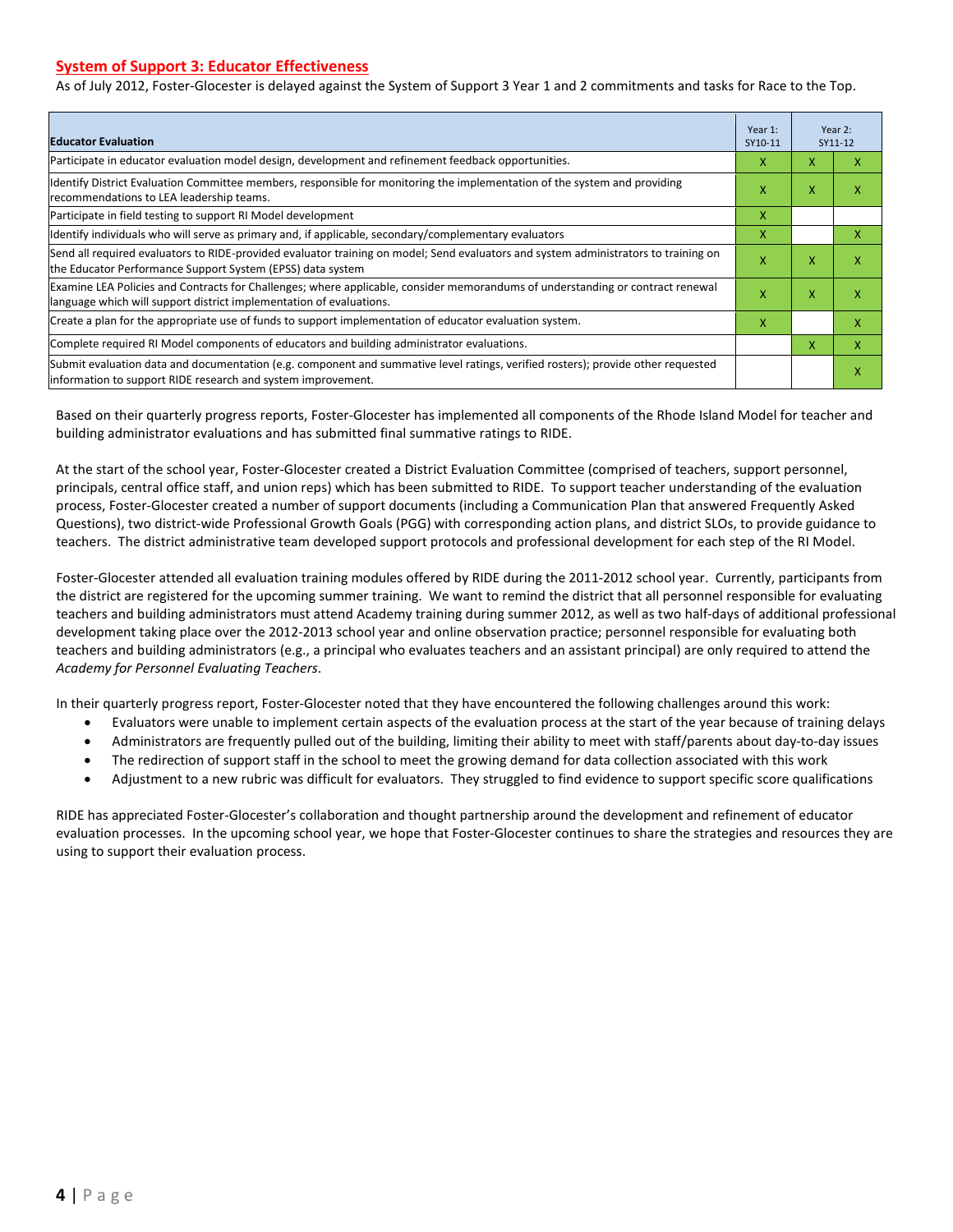## System of Support 3: Educator Effectiveness

As of July 2012, Foster-Glocester is delayed against the System of Support 3 Year 1 and 2 commitments and tasks for Race to the Top.

| Educator Evaluation | Year 1: SY10-11 | Year 2: SY11-12 | |
|---|---|---|---|
| Participate in educator evaluation model design, development and refinement feedback opportunities. | X | X | X |
| Identify District Evaluation Committee members, responsible for monitoring the implementation of the system and providing recommendations to LEA leadership teams. | X | X | X |
| Participate in field testing to support RI Model development | X | | |
| Identify individuals who will serve as primary and, if applicable, secondary/complementary evaluators | X | | X |
| Send all required evaluators to RIDE-provided evaluator training on model; Send evaluators and system administrators to training on the Educator Performance Support System (EPSS) data system | X | X | X |
| Examine LEA Policies and Contracts for Challenges; where applicable, consider memorandums of understanding or contract renewal language which will support district implementation of evaluations. | X | X | X |
| Create a plan for the appropriate use of funds to support implementation of educator evaluation system. | X | | X |
| Complete required RI Model components of educators and building administrator evaluations. | | X | X |
| Submit evaluation data and documentation (e.g. component and summative level ratings, verified rosters); provide other requested information to support RIDE research and system improvement. | | | X |

Based on their quarterly progress reports, Foster-Glocester has implemented all components of the Rhode Island Model for teacher and building administrator evaluations and has submitted final summative ratings to RIDE.

At the start of the school year, Foster-Glocester created a District Evaluation Committee (comprised of teachers, support personnel, principals, central office staff, and union reps) which has been submitted to RIDE. To support teacher understanding of the evaluation process, Foster-Glocester created a number of support documents (including a Communication Plan that answered Frequently Asked Questions), two district-wide Professional Growth Goals (PGG) with corresponding action plans, and district SLOs, to provide guidance to teachers. The district administrative team developed support protocols and professional development for each step of the RI Model.

Foster-Glocester attended all evaluation training modules offered by RIDE during the 2011-2012 school year. Currently, participants from the district are registered for the upcoming summer training. We want to remind the district that all personnel responsible for evaluating teachers and building administrators must attend Academy training during summer 2012, as well as two half-days of additional professional development taking place over the 2012-2013 school year and online observation practice; personnel responsible for evaluating both teachers and building administrators (e.g., a principal who evaluates teachers and an assistant principal) are only required to attend the *Academy for Personnel Evaluating Teachers*.

In their quarterly progress report, Foster-Glocester noted that they have encountered the following challenges around this work:

- Evaluators were unable to implement certain aspects of the evaluation process at the start of the year because of training delays
- Administrators are frequently pulled out of the building, limiting their ability to meet with staff/parents about day-to-day issues
- The redirection of support staff in the school to meet the growing demand for data collection associated with this work
- Adjustment to a new rubric was difficult for evaluators. They struggled to find evidence to support specific score qualifications

RIDE has appreciated Foster-Glocester's collaboration and thought partnership around the development and refinement of educator evaluation processes. In the upcoming school year, we hope that Foster-Glocester continues to share the strategies and resources they are using to support their evaluation process.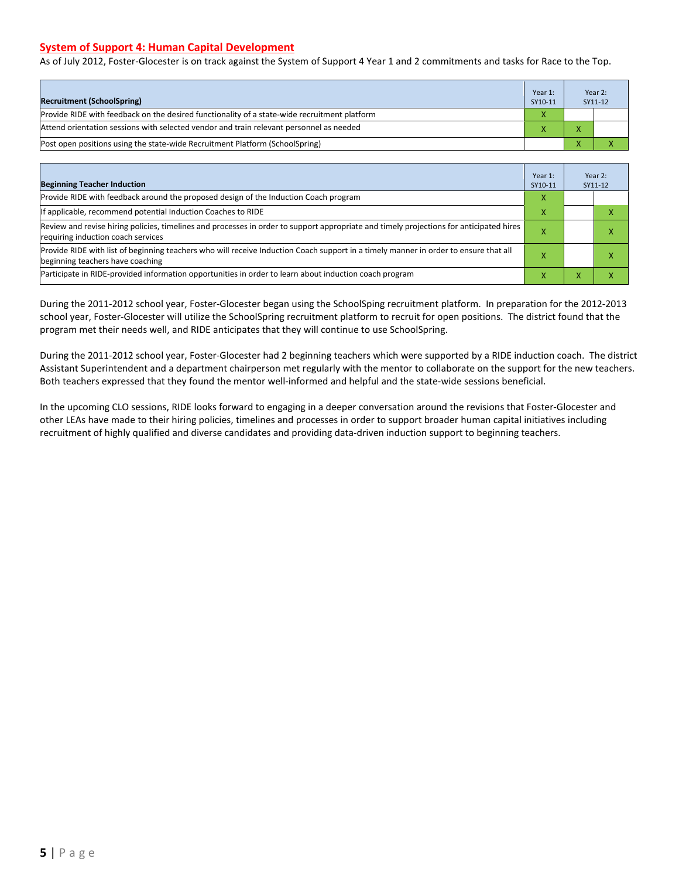## System of Support 4: Human Capital Development

As of July 2012, Foster-Glocester is on track against the System of Support 4 Year 1 and 2 commitments and tasks for Race to the Top.

| Recruitment (SchoolSpring) | Year 1: SY10-11 | Year 2: SY11-12 | |
|---|---|---|---|
| Provide RIDE with feedback on the desired functionality of a state-wide recruitment platform | X | | |
| Attend orientation sessions with selected vendor and train relevant personnel as needed | X | X | |
| Post open positions using the state-wide Recruitment Platform (SchoolSpring) | | X | X |

| Beginning Teacher Induction | Year 1: SY10-11 | Year 2: SY11-12 | |
|---|---|---|---|
| Provide RIDE with feedback around the proposed design of the Induction Coach program | X | | |
| If applicable, recommend potential Induction Coaches to RIDE | X | | X |
| Review and revise hiring policies, timelines and processes in order to support appropriate and timely projections for anticipated hires requiring induction coach services | X | | X |
| Provide RIDE with list of beginning teachers who will receive Induction Coach support in a timely manner in order to ensure that all beginning teachers have coaching | X | | X |
| Participate in RIDE-provided information opportunities in order to learn about induction coach program | X | X | X |

During the 2011-2012 school year, Foster-Glocester began using the SchoolSping recruitment platform. In preparation for the 2012-2013 school year, Foster-Glocester will utilize the SchoolSpring recruitment platform to recruit for open positions. The district found that the program met their needs well, and RIDE anticipates that they will continue to use SchoolSpring.

During the 2011-2012 school year, Foster-Glocester had 2 beginning teachers which were supported by a RIDE induction coach. The district Assistant Superintendent and a department chairperson met regularly with the mentor to collaborate on the support for the new teachers. Both teachers expressed that they found the mentor well-informed and helpful and the state-wide sessions beneficial.

In the upcoming CLO sessions, RIDE looks forward to engaging in a deeper conversation around the revisions that Foster-Glocester and other LEAs have made to their hiring policies, timelines and processes in order to support broader human capital initiatives including recruitment of highly qualified and diverse candidates and providing data-driven induction support to beginning teachers.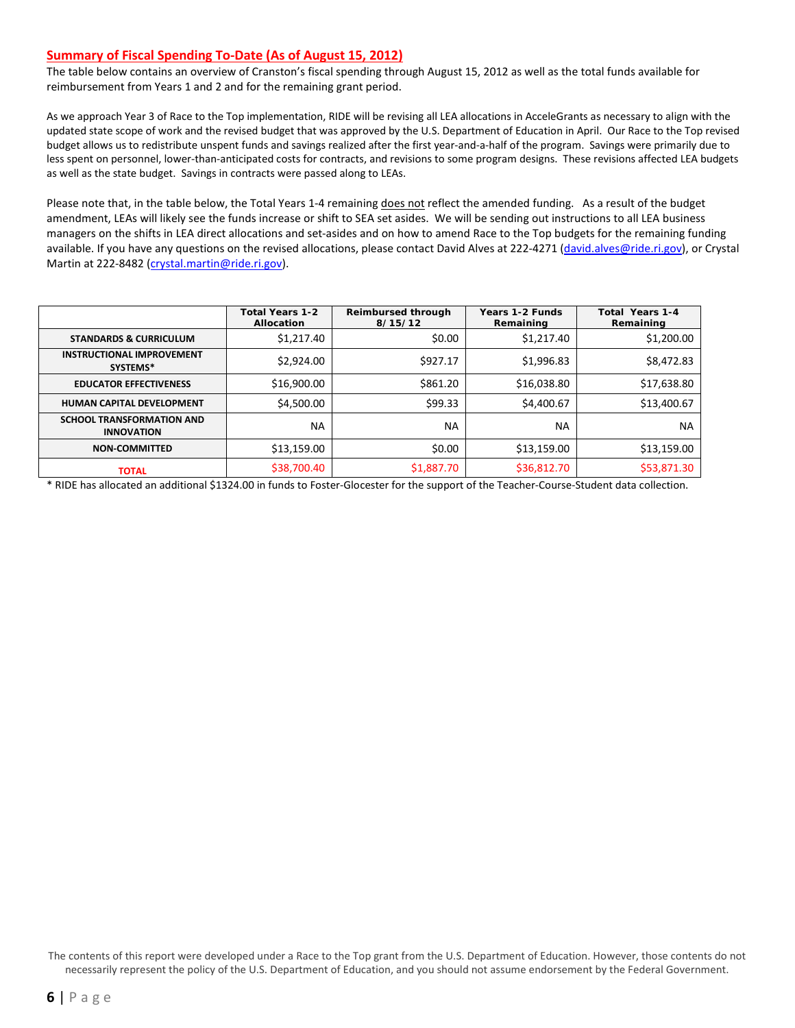## Summary of Fiscal Spending To-Date (As of August 15, 2012)

The table below contains an overview of Cranston's fiscal spending through August 15, 2012 as well as the total funds available for reimbursement from Years 1 and 2 and for the remaining grant period.

As we approach Year 3 of Race to the Top implementation, RIDE will be revising all LEA allocations in AcceleGrants as necessary to align with the updated state scope of work and the revised budget that was approved by the U.S. Department of Education in April. Our Race to the Top revised budget allows us to redistribute unspent funds and savings realized after the first year-and-a-half of the program. Savings were primarily due to less spent on personnel, lower-than-anticipated costs for contracts, and revisions to some program designs. These revisions affected LEA budgets as well as the state budget. Savings in contracts were passed along to LEAs.

Please note that, in the table below, the Total Years 1-4 remaining does not reflect the amended funding. As a result of the budget amendment, LEAs will likely see the funds increase or shift to SEA set asides. We will be sending out instructions to all LEA business managers on the shifts in LEA direct allocations and set-asides and on how to amend Race to the Top budgets for the remaining funding available. If you have any questions on the revised allocations, please contact David Alves at 222-4271 (david.alves@ride.ri.gov), or Crystal Martin at 222-8482 (crystal.martin@ride.ri.gov).

| | Total Years 1-2 Allocation | Reimbursed through 8/15/12 | Years 1-2 Funds Remaining | Total Years 1-4 Remaining |
|---|---|---|---|---|
| **STANDARDS & CURRICULUM** | $1,217.40 | $0.00 | $1,217.40 | $1,200.00 |
| **INSTRUCTIONAL IMPROVEMENT SYSTEMS*** | $2,924.00 | $927.17 | $1,996.83 | $8,472.83 |
| **EDUCATOR EFFECTIVENESS** | $16,900.00 | $861.20 | $16,038.80 | $17,638.80 |
| **HUMAN CAPITAL DEVELOPMENT** | $4,500.00 | $99.33 | $4,400.67 | $13,400.67 |
| **SCHOOL TRANSFORMATION AND INNOVATION** | NA | NA | NA | NA |
| **NON-COMMITTED** | $13,159.00 | $0.00 | $13,159.00 | $13,159.00 |
| **TOTAL** | $38,700.40 | $1,887.70 | $36,812.70 | $53,871.30 |

\* RIDE has allocated an additional $1324.00 in funds to Foster-Glocester for the support of the Teacher-Course-Student data collection.

The contents of this report were developed under a Race to the Top grant from the U.S. Department of Education. However, those contents do not necessarily represent the policy of the U.S. Department of Education, and you should not assume endorsement by the Federal Government.